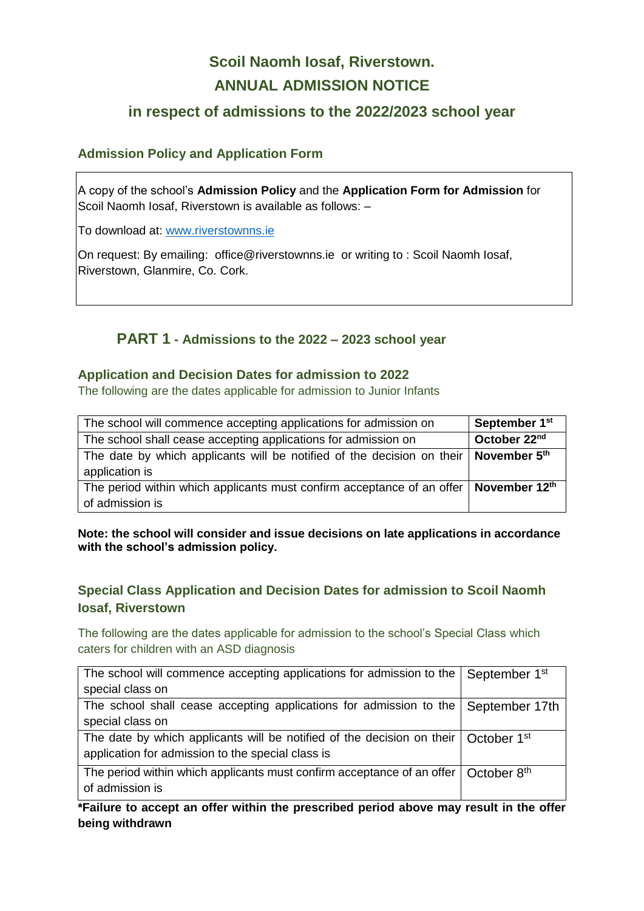# Scoil Naomh Iosaf, Riverstown.
# ANNUAL ADMISSION NOTICE
## in respect of admissions to the 2022/2023 school year

### Admission Policy and Application Form

A copy of the school's **Admission Policy** and the **Application Form for Admission** for Scoil Naomh Iosaf, Riverstown is available as follows: –

To download at: www.riverstownns.ie

On request: By emailing: office@riverstownns.ie or writing to : Scoil Naomh Iosaf, Riverstown, Glanmire, Co. Cork.

## PART 1 - Admissions to the 2022 – 2023 school year

### Application and Decision Dates for admission to 2022

The following are the dates applicable for admission to Junior Infants

| | |
|---|---|
| The school will commence accepting applications for admission on | **September 1st** |
| The school shall cease accepting applications for admission on | **October 22nd** |
| The date by which applicants will be notified of the decision on their application is | **November 5th** |
| The period within which applicants must confirm acceptance of an offer of admission is | **November 12th** |

**Note: the school will consider and issue decisions on late applications in accordance with the school's admission policy.**

### Special Class Application and Decision Dates for admission to Scoil Naomh Iosaf, Riverstown

The following are the dates applicable for admission to the school's Special Class which caters for children with an ASD diagnosis

| | |
|---|---|
| The school will commence accepting applications for admission to the special class on | September 1st |
| The school shall cease accepting applications for admission to the special class on | September 17th |
| The date by which applicants will be notified of the decision on their application for admission to the special class is | October 1st |
| The period within which applicants must confirm acceptance of an offer of admission is | October 8th |

**\*Failure to accept an offer within the prescribed period above may result in the offer being withdrawn**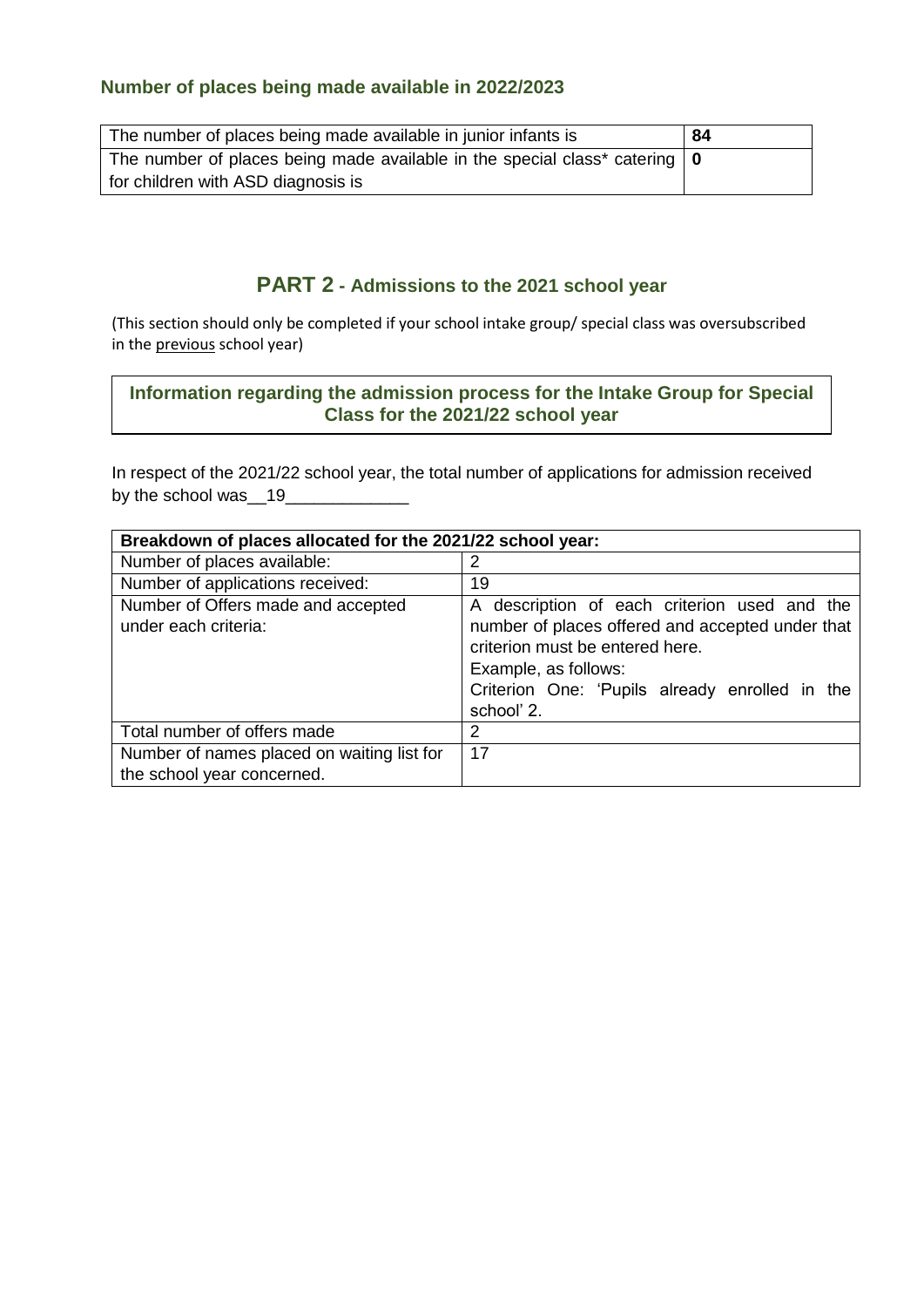### Number of places being made available in 2022/2023

| | |
|---|---|
| The number of places being made available in junior infants is | **84** |
| The number of places being made available in the special class* catering for children with ASD diagnosis is | **0** |

## PART 2 - Admissions to the 2021 school year

(This section should only be completed if your school intake group/ special class was oversubscribed in the previous school year)

**Information regarding the admission process for the Intake Group for Special Class for the 2021/22 school year**

In respect of the 2021/22 school year, the total number of applications for admission received by the school was__19_____________

| **Breakdown of places allocated for the 2021/22 school year:** | |
|---|---|
| Number of places available: | 2 |
| Number of applications received: | 19 |
| Number of Offers made and accepted under each criteria: | A description of each criterion used and the number of places offered and accepted under that criterion must be entered here.<br>Example, as follows:<br>Criterion One: 'Pupils already enrolled in the school' 2. |
| Total number of offers made | 2 |
| Number of names placed on waiting list for the school year concerned. | 17 |